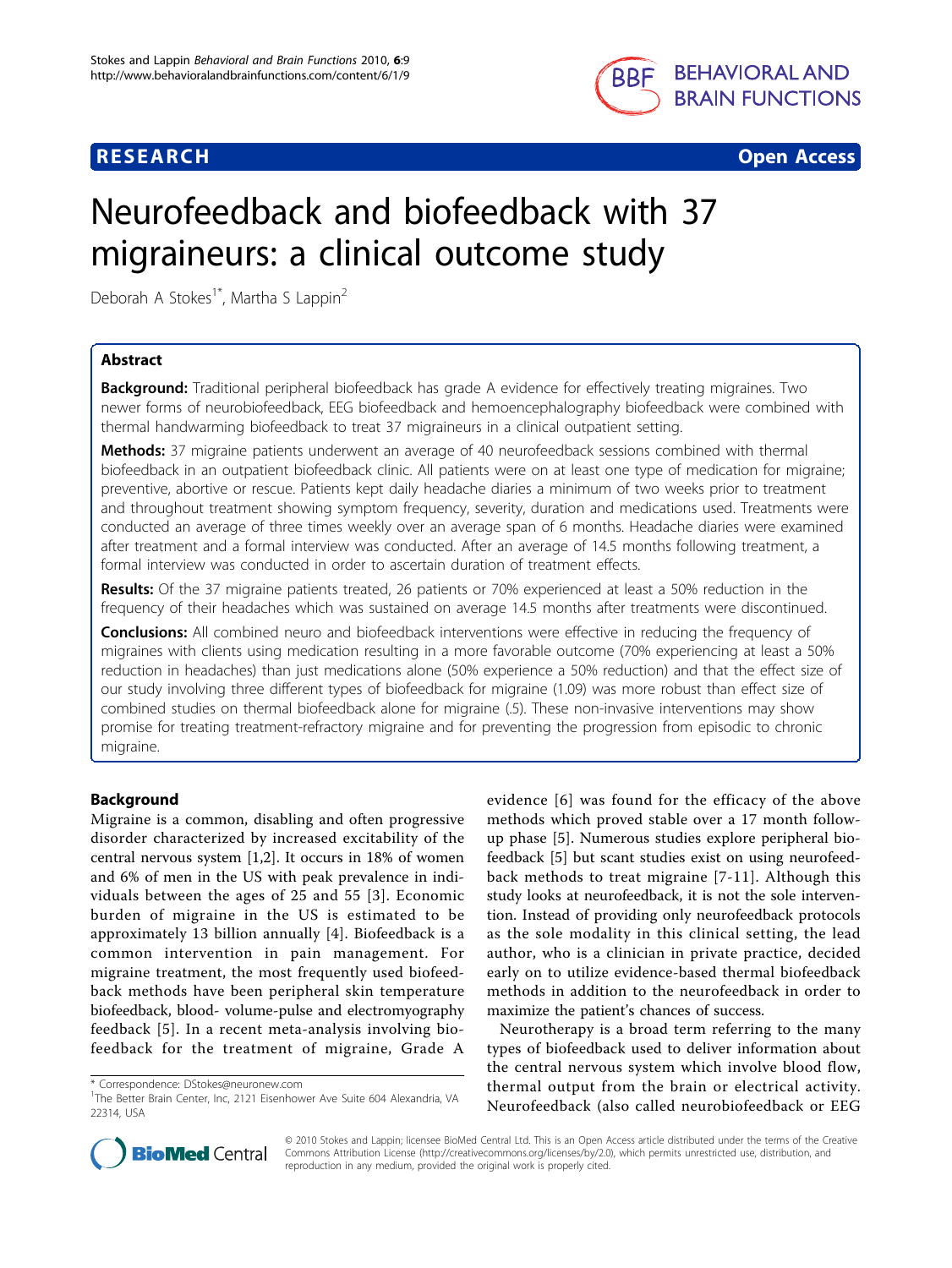RESEARCH Open Access

# Neurofeedback and biofeedback with 37 migraineurs: a clinical outcome study

Deborah A Stokes[1*], Martha S Lappin[2]

## Abstract

**Background:** Traditional peripheral biofeedback has grade A evidence for effectively treating migraines. Two newer forms of neurobiofeedback, EEG biofeedback and hemoencephalography biofeedback were combined with thermal handwarming biofeedback to treat 37 migraineurs in a clinical outpatient setting.

**Methods:** 37 migraine patients underwent an average of 40 neurofeedback sessions combined with thermal biofeedback in an outpatient biofeedback clinic. All patients were on at least one type of medication for migraine; preventive, abortive or rescue. Patients kept daily headache diaries a minimum of two weeks prior to treatment and throughout treatment showing symptom frequency, severity, duration and medications used. Treatments were conducted an average of three times weekly over an average span of 6 months. Headache diaries were examined after treatment and a formal interview was conducted. After an average of 14.5 months following treatment, a formal interview was conducted in order to ascertain duration of treatment effects.

**Results:** Of the 37 migraine patients treated, 26 patients or 70% experienced at least a 50% reduction in the frequency of their headaches which was sustained on average 14.5 months after treatments were discontinued.

**Conclusions:** All combined neuro and biofeedback interventions were effective in reducing the frequency of migraines with clients using medication resulting in a more favorable outcome (70% experiencing at least a 50% reduction in headaches) than just medications alone (50% experience a 50% reduction) and that the effect size of our study involving three different types of biofeedback for migraine (1.09) was more robust than effect size of combined studies on thermal biofeedback alone for migraine (.5). These non-invasive interventions may show promise for treating treatment-refractory migraine and for preventing the progression from episodic to chronic migraine.

## Background

Migraine is a common, disabling and often progressive disorder characterized by increased excitability of the central nervous system [1,2]. It occurs in 18% of women and 6% of men in the US with peak prevalence in individuals between the ages of 25 and 55 [3]. Economic burden of migraine in the US is estimated to be approximately 13 billion annually [4]. Biofeedback is a common intervention in pain management. For migraine treatment, the most frequently used biofeedback methods have been peripheral skin temperature biofeedback, blood- volume-pulse and electromyography feedback [5]. In a recent meta-analysis involving biofeedback for the treatment of migraine, Grade A evidence [6] was found for the efficacy of the above methods which proved stable over a 17 month follow-up phase [5]. Numerous studies explore peripheral biofeedback [5] but scant studies exist on using neurofeedback methods to treat migraine [7-11]. Although this study looks at neurofeedback, it is not the sole intervention. Instead of providing only neurofeedback protocols as the sole modality in this clinical setting, the lead author, who is a clinician in private practice, decided early on to utilize evidence-based thermal biofeedback methods in addition to the neurofeedback in order to maximize the patient's chances of success.

Neurotherapy is a broad term referring to the many types of biofeedback used to deliver information about the central nervous system which involve blood flow, thermal output from the brain or electrical activity. Neurofeedback (also called neurobiofeedback or EEG

\* Correspondence: DStokes@neuronew.com
[1]The Better Brain Center, Inc, 2121 Eisenhower Ave Suite 604 Alexandria, VA 22314, USA

© 2010 Stokes and Lappin; licensee BioMed Central Ltd. This is an Open Access article distributed under the terms of the Creative Commons Attribution License (http://creativecommons.org/licenses/by/2.0), which permits unrestricted use, distribution, and reproduction in any medium, provided the original work is properly cited.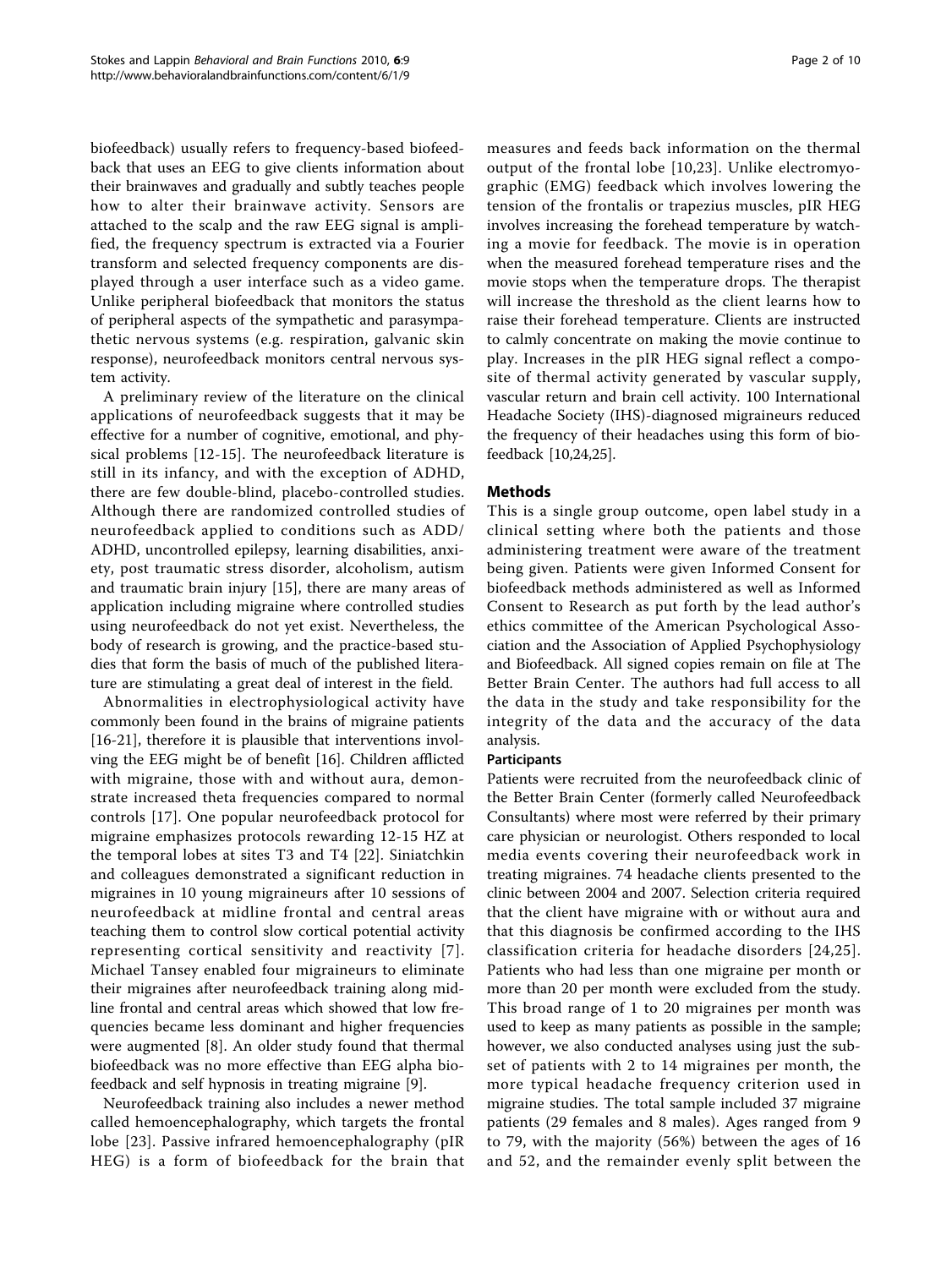biofeedback) usually refers to frequency-based biofeedback that uses an EEG to give clients information about their brainwaves and gradually and subtly teaches people how to alter their brainwave activity. Sensors are attached to the scalp and the raw EEG signal is amplified, the frequency spectrum is extracted via a Fourier transform and selected frequency components are displayed through a user interface such as a video game. Unlike peripheral biofeedback that monitors the status of peripheral aspects of the sympathetic and parasympathetic nervous systems (e.g. respiration, galvanic skin response), neurofeedback monitors central nervous system activity.

A preliminary review of the literature on the clinical applications of neurofeedback suggests that it may be effective for a number of cognitive, emotional, and physical problems [12-15]. The neurofeedback literature is still in its infancy, and with the exception of ADHD, there are few double-blind, placebo-controlled studies. Although there are randomized controlled studies of neurofeedback applied to conditions such as ADD/ADHD, uncontrolled epilepsy, learning disabilities, anxiety, post traumatic stress disorder, alcoholism, autism and traumatic brain injury [15], there are many areas of application including migraine where controlled studies using neurofeedback do not yet exist. Nevertheless, the body of research is growing, and the practice-based studies that form the basis of much of the published literature are stimulating a great deal of interest in the field.

Abnormalities in electrophysiological activity have commonly been found in the brains of migraine patients [16-21], therefore it is plausible that interventions involving the EEG might be of benefit [16]. Children afflicted with migraine, those with and without aura, demonstrate increased theta frequencies compared to normal controls [17]. One popular neurofeedback protocol for migraine emphasizes protocols rewarding 12-15 HZ at the temporal lobes at sites T3 and T4 [22]. Siniatchkin and colleagues demonstrated a significant reduction in migraines in 10 young migraineurs after 10 sessions of neurofeedback at midline frontal and central areas teaching them to control slow cortical potential activity representing cortical sensitivity and reactivity [7]. Michael Tansey enabled four migraineurs to eliminate their migraines after neurofeedback training along midline frontal and central areas which showed that low frequencies became less dominant and higher frequencies were augmented [8]. An older study found that thermal biofeedback was no more effective than EEG alpha biofeedback and self hypnosis in treating migraine [9].

Neurofeedback training also includes a newer method called hemoencephalography, which targets the frontal lobe [23]. Passive infrared hemoencephalography (pIR HEG) is a form of biofeedback for the brain that measures and feeds back information on the thermal output of the frontal lobe [10,23]. Unlike electromyographic (EMG) feedback which involves lowering the tension of the frontalis or trapezius muscles, pIR HEG involves increasing the forehead temperature by watching a movie for feedback. The movie is in operation when the measured forehead temperature rises and the movie stops when the temperature drops. The therapist will increase the threshold as the client learns how to raise their forehead temperature. Clients are instructed to calmly concentrate on making the movie continue to play. Increases in the pIR HEG signal reflect a composite of thermal activity generated by vascular supply, vascular return and brain cell activity. 100 International Headache Society (IHS)-diagnosed migraineurs reduced the frequency of their headaches using this form of biofeedback [10,24,25].

## Methods

This is a single group outcome, open label study in a clinical setting where both the patients and those administering treatment were aware of the treatment being given. Patients were given Informed Consent for biofeedback methods administered as well as Informed Consent to Research as put forth by the lead author's ethics committee of the American Psychological Association and the Association of Applied Psychophysiology and Biofeedback. All signed copies remain on file at The Better Brain Center. The authors had full access to all the data in the study and take responsibility for the integrity of the data and the accuracy of the data analysis.

### Participants

Patients were recruited from the neurofeedback clinic of the Better Brain Center (formerly called Neurofeedback Consultants) where most were referred by their primary care physician or neurologist. Others responded to local media events covering their neurofeedback work in treating migraines. 74 headache clients presented to the clinic between 2004 and 2007. Selection criteria required that the client have migraine with or without aura and that this diagnosis be confirmed according to the IHS classification criteria for headache disorders [24,25]. Patients who had less than one migraine per month or more than 20 per month were excluded from the study. This broad range of 1 to 20 migraines per month was used to keep as many patients as possible in the sample; however, we also conducted analyses using just the subset of patients with 2 to 14 migraines per month, the more typical headache frequency criterion used in migraine studies. The total sample included 37 migraine patients (29 females and 8 males). Ages ranged from 9 to 79, with the majority (56%) between the ages of 16 and 52, and the remainder evenly split between the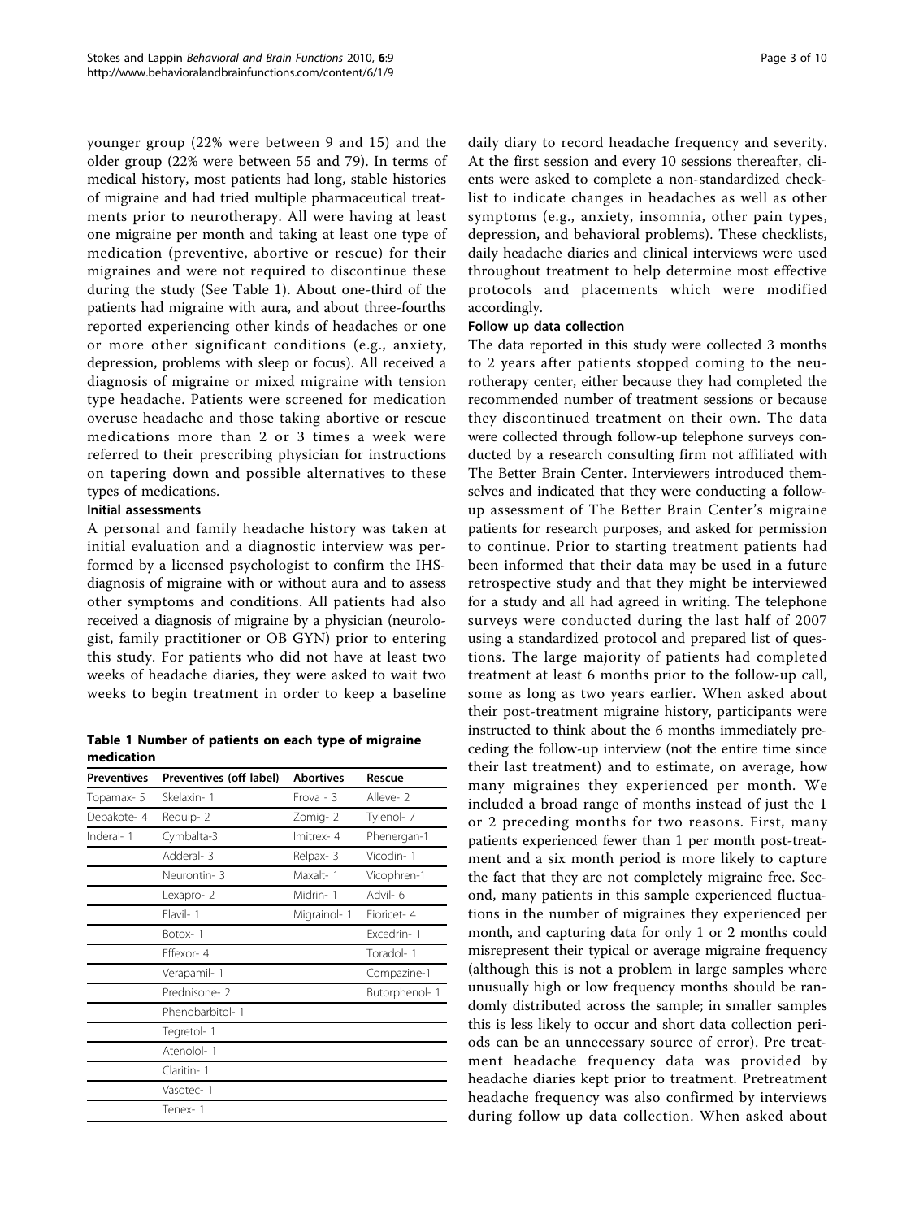younger group (22% were between 9 and 15) and the older group (22% were between 55 and 79). In terms of medical history, most patients had long, stable histories of migraine and had tried multiple pharmaceutical treatments prior to neurotherapy. All were having at least one migraine per month and taking at least one type of medication (preventive, abortive or rescue) for their migraines and were not required to discontinue these during the study (See Table 1). About one-third of the patients had migraine with aura, and about three-fourths reported experiencing other kinds of headaches or one or more other significant conditions (e.g., anxiety, depression, problems with sleep or focus). All received a diagnosis of migraine or mixed migraine with tension type headache. Patients were screened for medication overuse headache and those taking abortive or rescue medications more than 2 or 3 times a week were referred to their prescribing physician for instructions on tapering down and possible alternatives to these types of medications.

**Initial assessments**

A personal and family headache history was taken at initial evaluation and a diagnostic interview was performed by a licensed psychologist to confirm the IHS-diagnosis of migraine with or without aura and to assess other symptoms and conditions. All patients had also received a diagnosis of migraine by a physician (neurologist, family practitioner or OB GYN) prior to entering this study. For patients who did not have at least two weeks of headache diaries, they were asked to wait two weeks to begin treatment in order to keep a baseline daily diary to record headache frequency and severity. At the first session and every 10 sessions thereafter, clients were asked to complete a non-standardized checklist to indicate changes in headaches as well as other symptoms (e.g., anxiety, insomnia, other pain types, depression, and behavioral problems). These checklists, daily headache diaries and clinical interviews were used throughout treatment to help determine most effective protocols and placements which were modified accordingly.

**Table 1 Number of patients on each type of migraine medication**

| Preventives | Preventives (off label) | Abortives | Rescue |
|---|---|---|---|
| Topamax- 5 | Skelaxin- 1 | Frova - 3 | Alleve- 2 |
| Depakote- 4 | Requip- 2 | Zomig- 2 | Tylenol- 7 |
| Inderal- 1 | Cymbalta-3 | Imitrex- 4 | Phenergan-1 |
| | Adderal- 3 | Relpax- 3 | Vicodin- 1 |
| | Neurontin- 3 | Maxalt- 1 | Vicophren-1 |
| | Lexapro- 2 | Midrin- 1 | Advil- 6 |
| | Elavil- 1 | Migrainol- 1 | Fioricet- 4 |
| | Botox- 1 | | Excedrin- 1 |
| | Effexor- 4 | | Toradol- 1 |
| | Verapamil- 1 | | Compazine-1 |
| | Prednisone- 2 | | Butorphenol- 1 |
| | Phenobarbitol- 1 | | |
| | Tegretol- 1 | | |
| | Atenolol- 1 | | |
| | Claritin- 1 | | |
| | Vasotec- 1 | | |
| | Tenex- 1 | | |

**Follow up data collection**

The data reported in this study were collected 3 months to 2 years after patients stopped coming to the neurotherapy center, either because they had completed the recommended number of treatment sessions or because they discontinued treatment on their own. The data were collected through follow-up telephone surveys conducted by a research consulting firm not affiliated with The Better Brain Center. Interviewers introduced themselves and indicated that they were conducting a follow-up assessment of The Better Brain Center's migraine patients for research purposes, and asked for permission to continue. Prior to starting treatment patients had been informed that their data may be used in a future retrospective study and that they might be interviewed for a study and all had agreed in writing. The telephone surveys were conducted during the last half of 2007 using a standardized protocol and prepared list of questions. The large majority of patients had completed treatment at least 6 months prior to the follow-up call, some as long as two years earlier. When asked about their post-treatment migraine history, participants were instructed to think about the 6 months immediately preceding the follow-up interview (not the entire time since their last treatment) and to estimate, on average, how many migraines they experienced per month. We included a broad range of months instead of just the 1 or 2 preceding months for two reasons. First, many patients experienced fewer than 1 per month post-treatment and a six month period is more likely to capture the fact that they are not completely migraine free. Second, many patients in this sample experienced fluctuations in the number of migraines they experienced per month, and capturing data for only 1 or 2 months could misrepresent their typical or average migraine frequency (although this is not a problem in large samples where unusually high or low frequency months should be randomly distributed across the sample; in smaller samples this is less likely to occur and short data collection periods can be an unnecessary source of error). Pre treatment headache frequency data was provided by headache diaries kept prior to treatment. Pretreatment headache frequency was also confirmed by interviews during follow up data collection. When asked about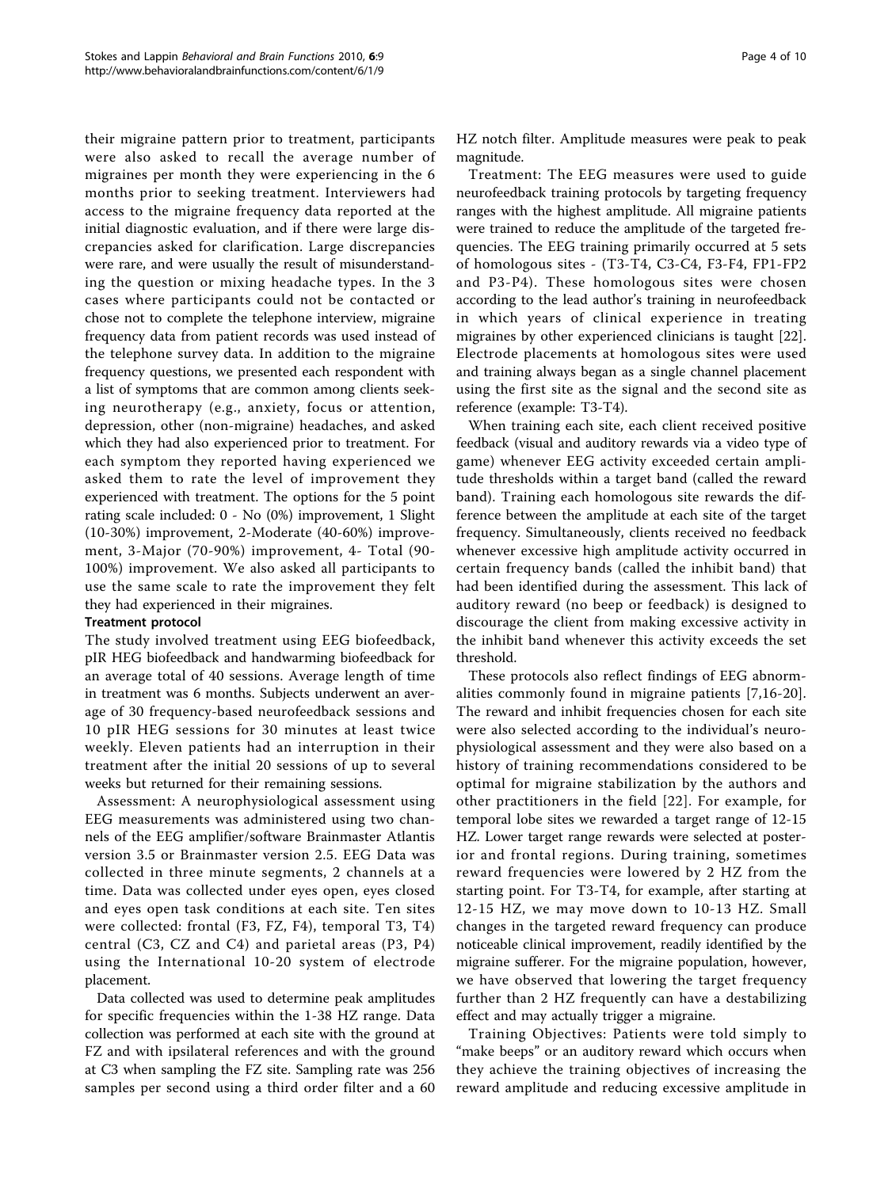their migraine pattern prior to treatment, participants were also asked to recall the average number of migraines per month they were experiencing in the 6 months prior to seeking treatment. Interviewers had access to the migraine frequency data reported at the initial diagnostic evaluation, and if there were large discrepancies asked for clarification. Large discrepancies were rare, and were usually the result of misunderstanding the question or mixing headache types. In the 3 cases where participants could not be contacted or chose not to complete the telephone interview, migraine frequency data from patient records was used instead of the telephone survey data. In addition to the migraine frequency questions, we presented each respondent with a list of symptoms that are common among clients seeking neurotherapy (e.g., anxiety, focus or attention, depression, other (non-migraine) headaches, and asked which they had also experienced prior to treatment. For each symptom they reported having experienced we asked them to rate the level of improvement they experienced with treatment. The options for the 5 point rating scale included: 0 - No (0%) improvement, 1 Slight (10-30%) improvement, 2-Moderate (40-60%) improvement, 3-Major (70-90%) improvement, 4- Total (90-100%) improvement. We also asked all participants to use the same scale to rate the improvement they felt they had experienced in their migraines.

### Treatment protocol

The study involved treatment using EEG biofeedback, pIR HEG biofeedback and handwarming biofeedback for an average total of 40 sessions. Average length of time in treatment was 6 months. Subjects underwent an average of 30 frequency-based neurofeedback sessions and 10 pIR HEG sessions for 30 minutes at least twice weekly. Eleven patients had an interruption in their treatment after the initial 20 sessions of up to several weeks but returned for their remaining sessions.

Assessment: A neurophysiological assessment using EEG measurements was administered using two channels of the EEG amplifier/software Brainmaster Atlantis version 3.5 or Brainmaster version 2.5. EEG Data was collected in three minute segments, 2 channels at a time. Data was collected under eyes open, eyes closed and eyes open task conditions at each site. Ten sites were collected: frontal (F3, FZ, F4), temporal T3, T4) central (C3, CZ and C4) and parietal areas (P3, P4) using the International 10-20 system of electrode placement.

Data collected was used to determine peak amplitudes for specific frequencies within the 1-38 HZ range. Data collection was performed at each site with the ground at FZ and with ipsilateral references and with the ground at C3 when sampling the FZ site. Sampling rate was 256 samples per second using a third order filter and a 60 HZ notch filter. Amplitude measures were peak to peak magnitude.

Treatment: The EEG measures were used to guide neurofeedback training protocols by targeting frequency ranges with the highest amplitude. All migraine patients were trained to reduce the amplitude of the targeted frequencies. The EEG training primarily occurred at 5 sets of homologous sites - (T3-T4, C3-C4, F3-F4, FP1-FP2 and P3-P4). These homologous sites were chosen according to the lead author's training in neurofeedback in which years of clinical experience in treating migraines by other experienced clinicians is taught [22]. Electrode placements at homologous sites were used and training always began as a single channel placement using the first site as the signal and the second site as reference (example: T3-T4).

When training each site, each client received positive feedback (visual and auditory rewards via a video type of game) whenever EEG activity exceeded certain amplitude thresholds within a target band (called the reward band). Training each homologous site rewards the difference between the amplitude at each site of the target frequency. Simultaneously, clients received no feedback whenever excessive high amplitude activity occurred in certain frequency bands (called the inhibit band) that had been identified during the assessment. This lack of auditory reward (no beep or feedback) is designed to discourage the client from making excessive activity in the inhibit band whenever this activity exceeds the set threshold.

These protocols also reflect findings of EEG abnormalities commonly found in migraine patients [7,16-20]. The reward and inhibit frequencies chosen for each site were also selected according to the individual's neurophysiological assessment and they were also based on a history of training recommendations considered to be optimal for migraine stabilization by the authors and other practitioners in the field [22]. For example, for temporal lobe sites we rewarded a target range of 12-15 HZ. Lower target range rewards were selected at posterior and frontal regions. During training, sometimes reward frequencies were lowered by 2 HZ from the starting point. For T3-T4, for example, after starting at 12-15 HZ, we may move down to 10-13 HZ. Small changes in the targeted reward frequency can produce noticeable clinical improvement, readily identified by the migraine sufferer. For the migraine population, however, we have observed that lowering the target frequency further than 2 HZ frequently can have a destabilizing effect and may actually trigger a migraine.

Training Objectives: Patients were told simply to "make beeps" or an auditory reward which occurs when they achieve the training objectives of increasing the reward amplitude and reducing excessive amplitude in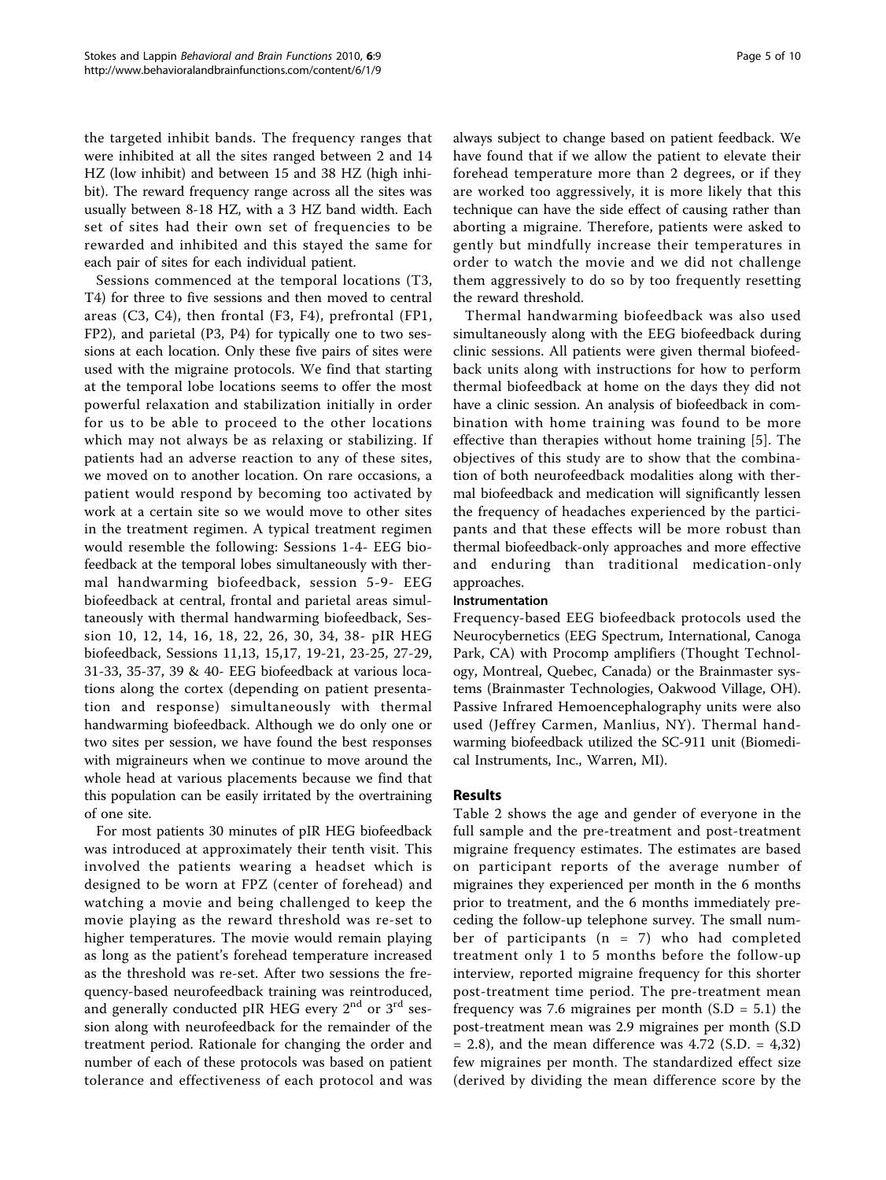the targeted inhibit bands. The frequency ranges that were inhibited at all the sites ranged between 2 and 14 HZ (low inhibit) and between 15 and 38 HZ (high inhibit). The reward frequency range across all the sites was usually between 8-18 HZ, with a 3 HZ band width. Each set of sites had their own set of frequencies to be rewarded and inhibited and this stayed the same for each pair of sites for each individual patient.

Sessions commenced at the temporal locations (T3, T4) for three to five sessions and then moved to central areas (C3, C4), then frontal (F3, F4), prefrontal (FP1, FP2), and parietal (P3, P4) for typically one to two sessions at each location. Only these five pairs of sites were used with the migraine protocols. We find that starting at the temporal lobe locations seems to offer the most powerful relaxation and stabilization initially in order for us to be able to proceed to the other locations which may not always be as relaxing or stabilizing. If patients had an adverse reaction to any of these sites, we moved on to another location. On rare occasions, a patient would respond by becoming too activated by work at a certain site so we would move to other sites in the treatment regimen. A typical treatment regimen would resemble the following: Sessions 1-4- EEG biofeedback at the temporal lobes simultaneously with thermal handwarming biofeedback, session 5-9- EEG biofeedback at central, frontal and parietal areas simultaneously with thermal handwarming biofeedback, Session 10, 12, 14, 16, 18, 22, 26, 30, 34, 38- pIR HEG biofeedback, Sessions 11,13, 15,17, 19-21, 23-25, 27-29, 31-33, 35-37, 39 & 40- EEG biofeedback at various locations along the cortex (depending on patient presentation and response) simultaneously with thermal handwarming biofeedback. Although we do only one or two sites per session, we have found the best responses with migraineurs when we continue to move around the whole head at various placements because we find that this population can be easily irritated by the overtraining of one site.

For most patients 30 minutes of pIR HEG biofeedback was introduced at approximately their tenth visit. This involved the patients wearing a headset which is designed to be worn at FPZ (center of forehead) and watching a movie and being challenged to keep the movie playing as the reward threshold was re-set to higher temperatures. The movie would remain playing as long as the patient's forehead temperature increased as the threshold was re-set. After two sessions the frequency-based neurofeedback training was reintroduced, and generally conducted pIR HEG every 2nd or 3rd session along with neurofeedback for the remainder of the treatment period. Rationale for changing the order and number of each of these protocols was based on patient tolerance and effectiveness of each protocol and was always subject to change based on patient feedback. We have found that if we allow the patient to elevate their forehead temperature more than 2 degrees, or if they are worked too aggressively, it is more likely that this technique can have the side effect of causing rather than aborting a migraine. Therefore, patients were asked to gently but mindfully increase their temperatures in order to watch the movie and we did not challenge them aggressively to do so by too frequently resetting the reward threshold.

Thermal handwarming biofeedback was also used simultaneously along with the EEG biofeedback during clinic sessions. All patients were given thermal biofeedback units along with instructions for how to perform thermal biofeedback at home on the days they did not have a clinic session. An analysis of biofeedback in combination with home training was found to be more effective than therapies without home training [5]. The objectives of this study are to show that the combination of both neurofeedback modalities along with thermal biofeedback and medication will significantly lessen the frequency of headaches experienced by the participants and that these effects will be more robust than thermal biofeedback-only approaches and more effective and enduring than traditional medication-only approaches.

#### Instrumentation

Frequency-based EEG biofeedback protocols used the Neurocybernetics (EEG Spectrum, International, Canoga Park, CA) with Procomp amplifiers (Thought Technology, Montreal, Quebec, Canada) or the Brainmaster systems (Brainmaster Technologies, Oakwood Village, OH). Passive Infrared Hemoencephalography units were also used (Jeffrey Carmen, Manlius, NY). Thermal handwarming biofeedback utilized the SC-911 unit (Biomedical Instruments, Inc., Warren, MI).

## Results

Table 2 shows the age and gender of everyone in the full sample and the pre-treatment and post-treatment migraine frequency estimates. The estimates are based on participant reports of the average number of migraines they experienced per month in the 6 months prior to treatment, and the 6 months immediately preceding the follow-up telephone survey. The small number of participants (n = 7) who had completed treatment only 1 to 5 months before the follow-up interview, reported migraine frequency for this shorter post-treatment time period. The pre-treatment mean frequency was 7.6 migraines per month (S.D = 5.1) the post-treatment mean was 2.9 migraines per month (S.D = 2.8), and the mean difference was 4.72 (S.D. = 4,32) few migraines per month. The standardized effect size (derived by dividing the mean difference score by the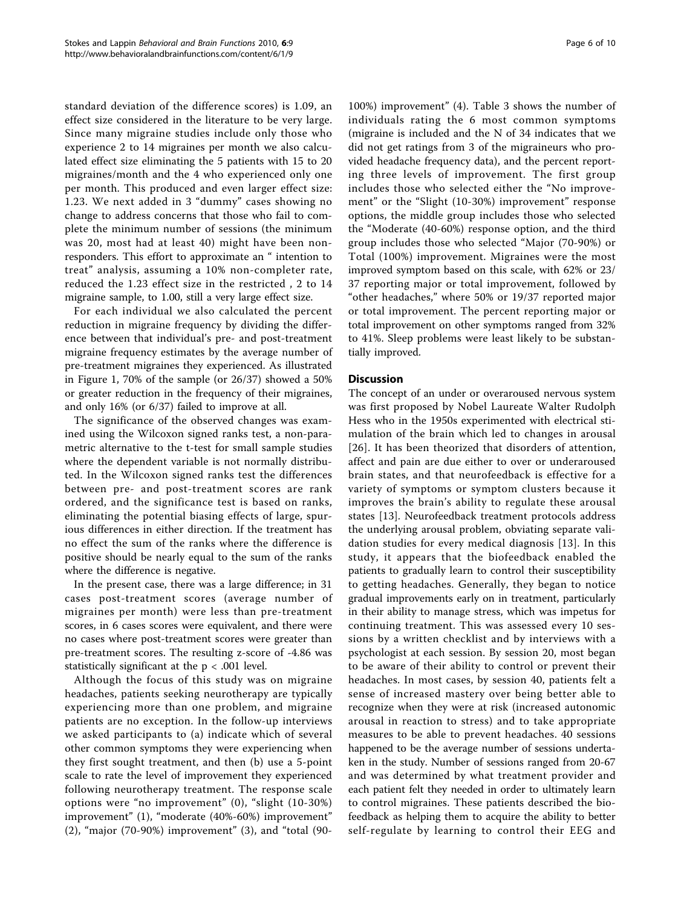standard deviation of the difference scores) is 1.09, an effect size considered in the literature to be very large. Since many migraine studies include only those who experience 2 to 14 migraines per month we also calculated effect size eliminating the 5 patients with 15 to 20 migraines/month and the 4 who experienced only one per month. This produced and even larger effect size: 1.23. We next added in 3 "dummy" cases showing no change to address concerns that those who fail to complete the minimum number of sessions (the minimum was 20, most had at least 40) might have been non-responders. This effort to approximate an " intention to treat" analysis, assuming a 10% non-completer rate, reduced the 1.23 effect size in the restricted , 2 to 14 migraine sample, to 1.00, still a very large effect size.

For each individual we also calculated the percent reduction in migraine frequency by dividing the difference between that individual's pre- and post-treatment migraine frequency estimates by the average number of pre-treatment migraines they experienced. As illustrated in Figure 1, 70% of the sample (or 26/37) showed a 50% or greater reduction in the frequency of their migraines, and only 16% (or 6/37) failed to improve at all.

The significance of the observed changes was examined using the Wilcoxon signed ranks test, a non-parametric alternative to the t-test for small sample studies where the dependent variable is not normally distributed. In the Wilcoxon signed ranks test the differences between pre- and post-treatment scores are rank ordered, and the significance test is based on ranks, eliminating the potential biasing effects of large, spurious differences in either direction. If the treatment has no effect the sum of the ranks where the difference is positive should be nearly equal to the sum of the ranks where the difference is negative.

In the present case, there was a large difference; in 31 cases post-treatment scores (average number of migraines per month) were less than pre-treatment scores, in 6 cases scores were equivalent, and there were no cases where post-treatment scores were greater than pre-treatment scores. The resulting z-score of -4.86 was statistically significant at the $p < .001$ level.

Although the focus of this study was on migraine headaches, patients seeking neurotherapy are typically experiencing more than one problem, and migraine patients are no exception. In the follow-up interviews we asked participants to (a) indicate which of several other common symptoms they were experiencing when they first sought treatment, and then (b) use a 5-point scale to rate the level of improvement they experienced following neurotherapy treatment. The response scale options were "no improvement" (0), "slight (10-30%) improvement" (1), "moderate (40%-60%) improvement" (2), "major (70-90%) improvement" (3), and "total (90-100%) improvement" (4). Table 3 shows the number of individuals rating the 6 most common symptoms (migraine is included and the N of 34 indicates that we did not get ratings from 3 of the migraineurs who provided headache frequency data), and the percent reporting three levels of improvement. The first group includes those who selected either the "No improvement" or the "Slight (10-30%) improvement" response options, the middle group includes those who selected the "Moderate (40-60%) response option, and the third group includes those who selected "Major (70-90%) or Total (100%) improvement. Migraines were the most improved symptom based on this scale, with 62% or 23/37 reporting major or total improvement, followed by "other headaches," where 50% or 19/37 reported major or total improvement. The percent reporting major or total improvement on other symptoms ranged from 32% to 41%. Sleep problems were least likely to be substantially improved.

## Discussion

The concept of an under or overaroused nervous system was first proposed by Nobel Laureate Walter Rudolph Hess who in the 1950s experimented with electrical stimulation of the brain which led to changes in arousal [26]. It has been theorized that disorders of attention, affect and pain are due either to over or underaroused brain states, and that neurofeedback is effective for a variety of symptoms or symptom clusters because it improves the brain's ability to regulate these arousal states [13]. Neurofeedback treatment protocols address the underlying arousal problem, obviating separate validation studies for every medical diagnosis [13]. In this study, it appears that the biofeedback enabled the patients to gradually learn to control their susceptibility to getting headaches. Generally, they began to notice gradual improvements early on in treatment, particularly in their ability to manage stress, which was impetus for continuing treatment. This was assessed every 10 sessions by a written checklist and by interviews with a psychologist at each session. By session 20, most began to be aware of their ability to control or prevent their headaches. In most cases, by session 40, patients felt a sense of increased mastery over being better able to recognize when they were at risk (increased autonomic arousal in reaction to stress) and to take appropriate measures to be able to prevent headaches. 40 sessions happened to be the average number of sessions undertaken in the study. Number of sessions ranged from 20-67 and was determined by what treatment provider and each patient felt they needed in order to ultimately learn to control migraines. These patients described the biofeedback as helping them to acquire the ability to better self-regulate by learning to control their EEG and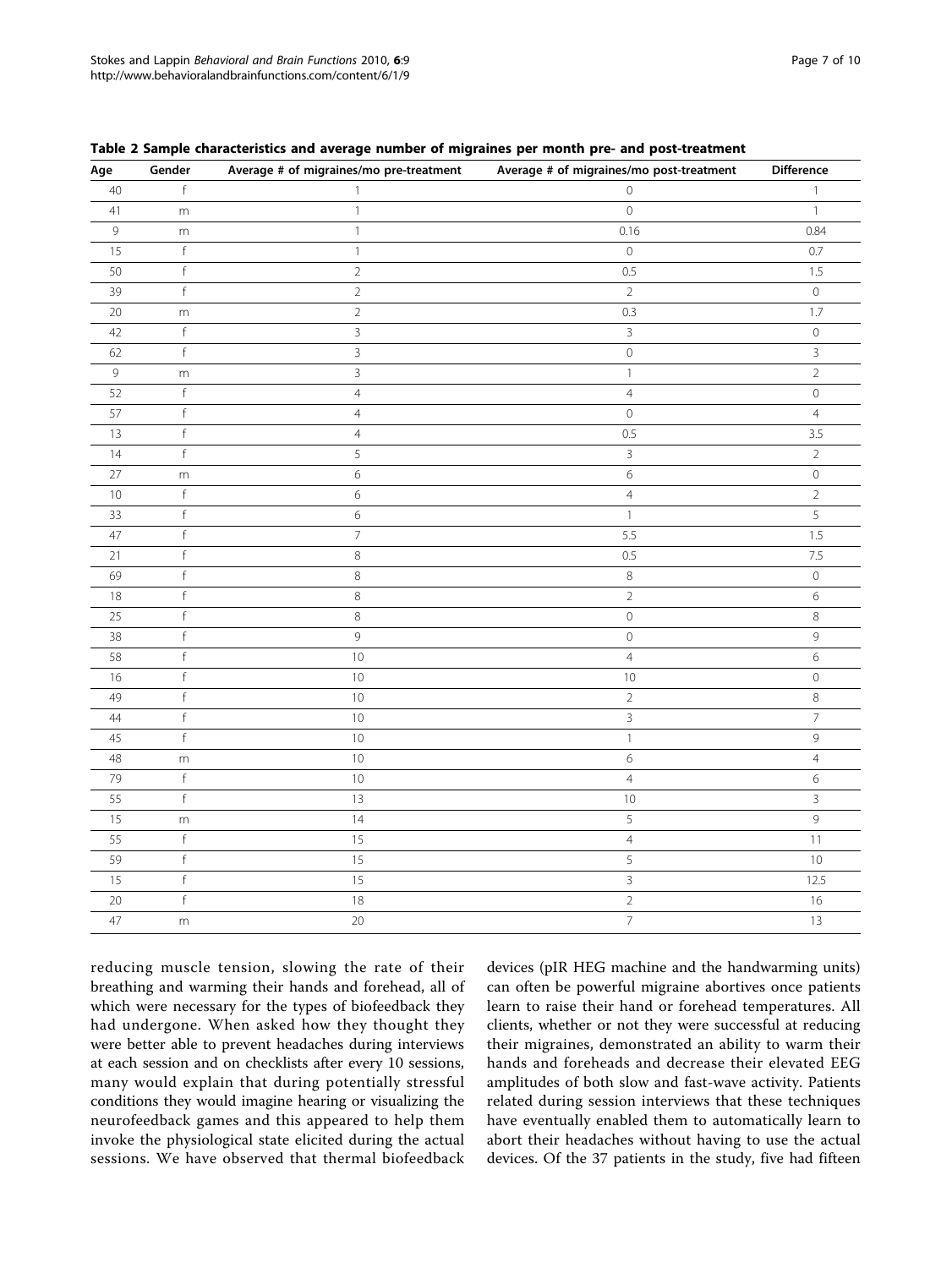**Table 2 Sample characteristics and average number of migraines per month pre- and post-treatment**

| Age | Gender | Average # of migraines/mo pre-treatment | Average # of migraines/mo post-treatment | Difference |
|---|---|---|---|---|
| 40 | f | 1 | 0 | 1 |
| 41 | m | 1 | 0 | 1 |
| 9 | m | 1 | 0.16 | 0.84 |
| 15 | f | 1 | 0 | 0.7 |
| 50 | f | 2 | 0.5 | 1.5 |
| 39 | f | 2 | 2 | 0 |
| 20 | m | 2 | 0.3 | 1.7 |
| 42 | f | 3 | 3 | 0 |
| 62 | f | 3 | 0 | 3 |
| 9 | m | 3 | 1 | 2 |
| 52 | f | 4 | 4 | 0 |
| 57 | f | 4 | 0 | 4 |
| 13 | f | 4 | 0.5 | 3.5 |
| 14 | f | 5 | 3 | 2 |
| 27 | m | 6 | 6 | 0 |
| 10 | f | 6 | 4 | 2 |
| 33 | f | 6 | 1 | 5 |
| 47 | f | 7 | 5.5 | 1.5 |
| 21 | f | 8 | 0.5 | 7.5 |
| 69 | f | 8 | 8 | 0 |
| 18 | f | 8 | 2 | 6 |
| 25 | f | 8 | 0 | 8 |
| 38 | f | 9 | 0 | 9 |
| 58 | f | 10 | 4 | 6 |
| 16 | f | 10 | 10 | 0 |
| 49 | f | 10 | 2 | 8 |
| 44 | f | 10 | 3 | 7 |
| 45 | f | 10 | 1 | 9 |
| 48 | m | 10 | 6 | 4 |
| 79 | f | 10 | 4 | 6 |
| 55 | f | 13 | 10 | 3 |
| 15 | m | 14 | 5 | 9 |
| 55 | f | 15 | 4 | 11 |
| 59 | f | 15 | 5 | 10 |
| 15 | f | 15 | 3 | 12.5 |
| 20 | f | 18 | 2 | 16 |
| 47 | m | 20 | 7 | 13 |

reducing muscle tension, slowing the rate of their breathing and warming their hands and forehead, all of which were necessary for the types of biofeedback they had undergone. When asked how they thought they were better able to prevent headaches during interviews at each session and on checklists after every 10 sessions, many would explain that during potentially stressful conditions they would imagine hearing or visualizing the neurofeedback games and this appeared to help them invoke the physiological state elicited during the actual sessions. We have observed that thermal biofeedback devices (pIR HEG machine and the handwarming units) can often be powerful migraine abortives once patients learn to raise their hand or forehead temperatures. All clients, whether or not they were successful at reducing their migraines, demonstrated an ability to warm their hands and foreheads and decrease their elevated EEG amplitudes of both slow and fast-wave activity. Patients related during session interviews that these techniques have eventually enabled them to automatically learn to abort their headaches without having to use the actual devices. Of the 37 patients in the study, five had fifteen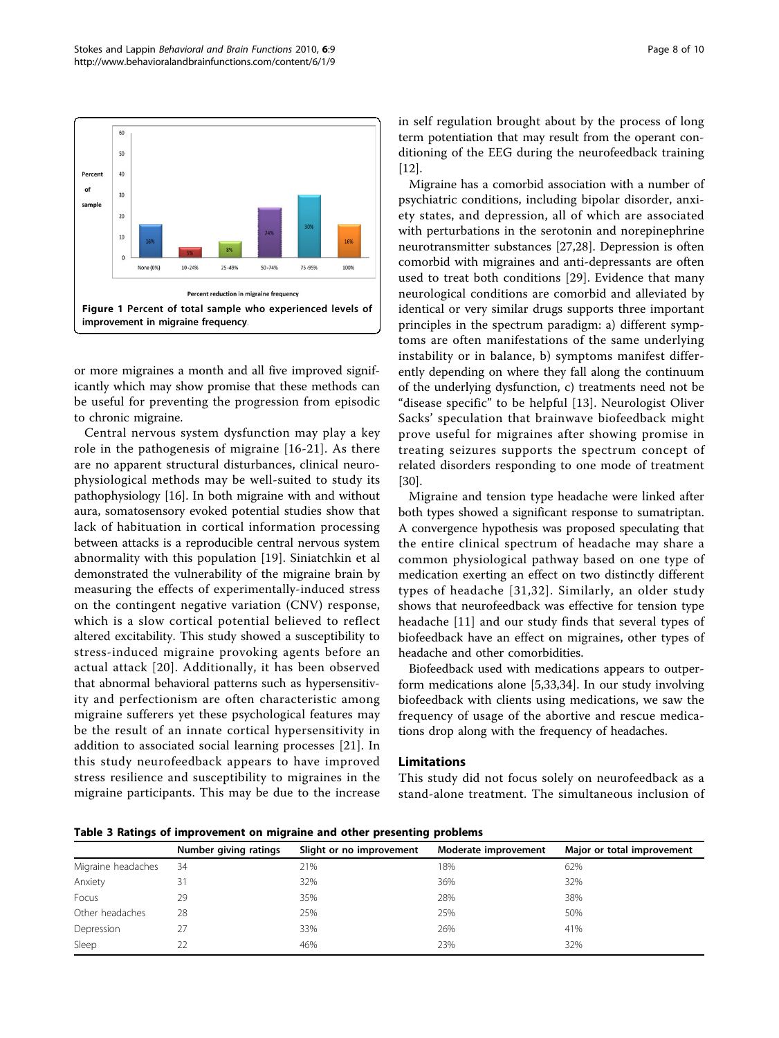Figure 1 Percent of total sample who experienced levels of improvement in migraine frequency.

or more migraines a month and all five improved significantly which may show promise that these methods can be useful for preventing the progression from episodic to chronic migraine.

Central nervous system dysfunction may play a key role in the pathogenesis of migraine [16-21]. As there are no apparent structural disturbances, clinical neurophysiological methods may be well-suited to study its pathophysiology [16]. In both migraine with and without aura, somatosensory evoked potential studies show that lack of habituation in cortical information processing between attacks is a reproducible central nervous system abnormality with this population [19]. Siniatchkin et al demonstrated the vulnerability of the migraine brain by measuring the effects of experimentally-induced stress on the contingent negative variation (CNV) response, which is a slow cortical potential believed to reflect altered excitability. This study showed a susceptibility to stress-induced migraine provoking agents before an actual attack [20]. Additionally, it has been observed that abnormal behavioral patterns such as hypersensitivity and perfectionism are often characteristic among migraine sufferers yet these psychological features may be the result of an innate cortical hypersensitivity in addition to associated social learning processes [21]. In this study neurofeedback appears to have improved stress resilience and susceptibility to migraines in the migraine participants. This may be due to the increase in self regulation brought about by the process of long term potentiation that may result from the operant conditioning of the EEG during the neurofeedback training [12].

Migraine has a comorbid association with a number of psychiatric conditions, including bipolar disorder, anxiety states, and depression, all of which are associated with perturbations in the serotonin and norepinephrine neurotransmitter substances [27,28]. Depression is often comorbid with migraines and anti-depressants are often used to treat both conditions [29]. Evidence that many neurological conditions are comorbid and alleviated by identical or very similar drugs supports three important principles in the spectrum paradigm: a) different symptoms are often manifestations of the same underlying instability or in balance, b) symptoms manifest differently depending on where they fall along the continuum of the underlying dysfunction, c) treatments need not be "disease specific" to be helpful [13]. Neurologist Oliver Sacks' speculation that brainwave biofeedback might prove useful for migraines after showing promise in treating seizures supports the spectrum concept of related disorders responding to one mode of treatment [30].

Migraine and tension type headache were linked after both types showed a significant response to sumatriptan. A convergence hypothesis was proposed speculating that the entire clinical spectrum of headache may share a common physiological pathway based on one type of medication exerting an effect on two distinctly different types of headache [31,32]. Similarly, an older study shows that neurofeedback was effective for tension type headache [11] and our study finds that several types of biofeedback have an effect on migraines, other types of headache and other comorbidities.

Biofeedback used with medications appears to outperform medications alone [5,33,34]. In our study involving biofeedback with clients using medications, we saw the frequency of usage of the abortive and rescue medications drop along with the frequency of headaches.

## Limitations

This study did not focus solely on neurofeedback as a stand-alone treatment. The simultaneous inclusion of

**Table 3 Ratings of improvement on migraine and other presenting problems**

| | Number giving ratings | Slight or no improvement | Moderate improvement | Major or total improvement |
|---|---|---|---|---|
| Migraine headaches | 34 | 21% | 18% | 62% |
| Anxiety | 31 | 32% | 36% | 32% |
| Focus | 29 | 35% | 28% | 38% |
| Other headaches | 28 | 25% | 25% | 50% |
| Depression | 27 | 33% | 26% | 41% |
| Sleep | 22 | 46% | 23% | 32% |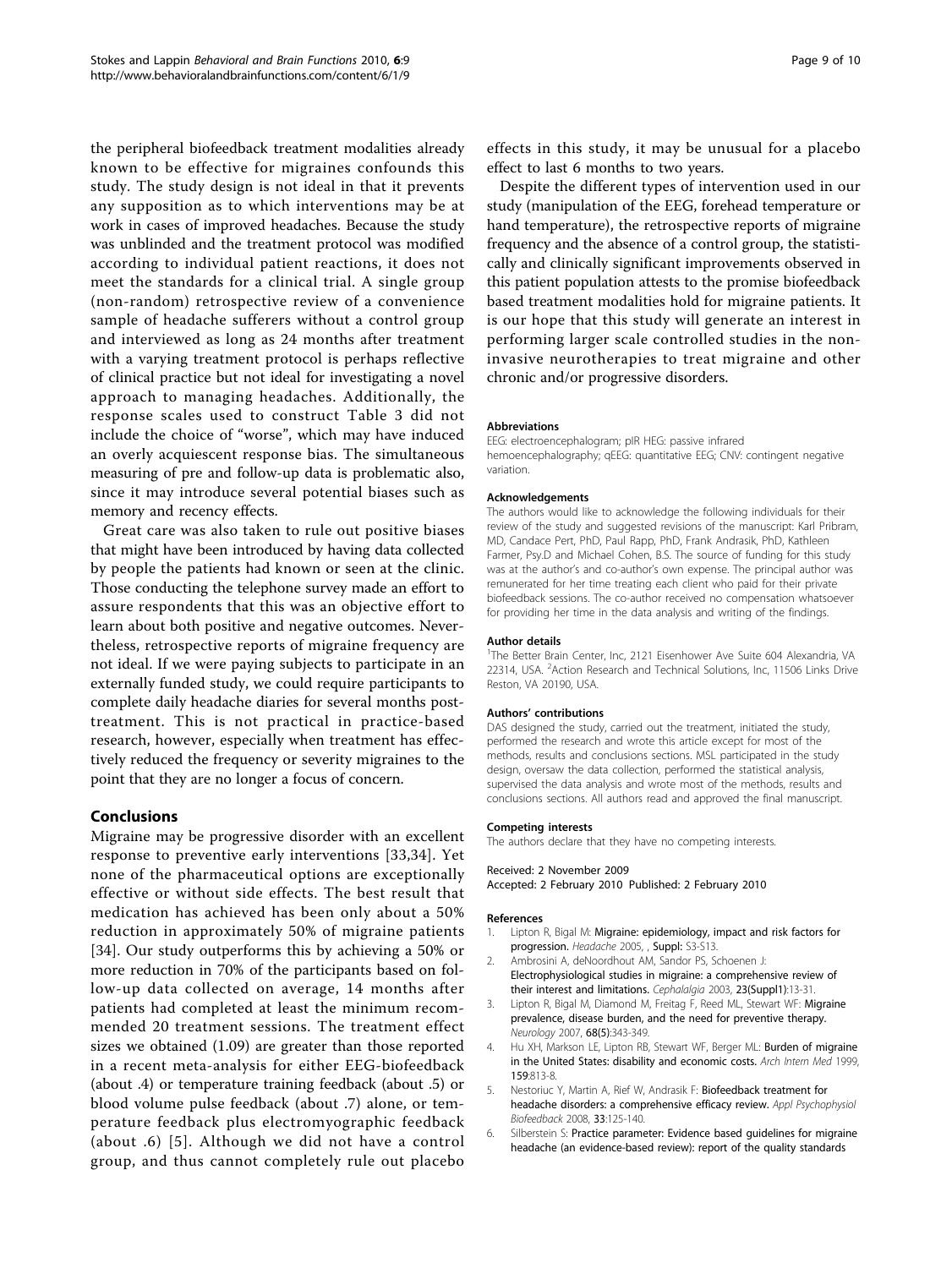the peripheral biofeedback treatment modalities already known to be effective for migraines confounds this study. The study design is not ideal in that it prevents any supposition as to which interventions may be at work in cases of improved headaches. Because the study was unblinded and the treatment protocol was modified according to individual patient reactions, it does not meet the standards for a clinical trial. A single group (non-random) retrospective review of a convenience sample of headache sufferers without a control group and interviewed as long as 24 months after treatment with a varying treatment protocol is perhaps reflective of clinical practice but not ideal for investigating a novel approach to managing headaches. Additionally, the response scales used to construct Table 3 did not include the choice of "worse", which may have induced an overly acquiescent response bias. The simultaneous measuring of pre and follow-up data is problematic also, since it may introduce several potential biases such as memory and recency effects.

Great care was also taken to rule out positive biases that might have been introduced by having data collected by people the patients had known or seen at the clinic. Those conducting the telephone survey made an effort to assure respondents that this was an objective effort to learn about both positive and negative outcomes. Nevertheless, retrospective reports of migraine frequency are not ideal. If we were paying subjects to participate in an externally funded study, we could require participants to complete daily headache diaries for several months post-treatment. This is not practical in practice-based research, however, especially when treatment has effectively reduced the frequency or severity migraines to the point that they are no longer a focus of concern.

## Conclusions

Migraine may be progressive disorder with an excellent response to preventive early interventions [33,34]. Yet none of the pharmaceutical options are exceptionally effective or without side effects. The best result that medication has achieved has been only about a 50% reduction in approximately 50% of migraine patients [34]. Our study outperforms this by achieving a 50% or more reduction in 70% of the participants based on follow-up data collected on average, 14 months after patients had completed at least the minimum recommended 20 treatment sessions. The treatment effect sizes we obtained (1.09) are greater than those reported in a recent meta-analysis for either EEG-biofeedback (about .4) or temperature training feedback (about .5) or blood volume pulse feedback (about .7) alone, or temperature feedback plus electromyographic feedback (about .6) [5]. Although we did not have a control group, and thus cannot completely rule out placebo effects in this study, it may be unusual for a placebo effect to last 6 months to two years.

Despite the different types of intervention used in our study (manipulation of the EEG, forehead temperature or hand temperature), the retrospective reports of migraine frequency and the absence of a control group, the statistically and clinically significant improvements observed in this patient population attests to the promise biofeedback based treatment modalities hold for migraine patients. It is our hope that this study will generate an interest in performing larger scale controlled studies in the non-invasive neurotherapies to treat migraine and other chronic and/or progressive disorders.

#### Abbreviations

EEG: electroencephalogram; pIR HEG: passive infrared hemoencephalography; qEEG: quantitative EEG; CNV: contingent negative variation.

#### Acknowledgements

The authors would like to acknowledge the following individuals for their review of the study and suggested revisions of the manuscript: Karl Pribram, MD, Candace Pert, PhD, Paul Rapp, PhD, Frank Andrasik, PhD, Kathleen Farmer, Psy.D and Michael Cohen, B.S. The source of funding for this study was at the author's and co-author's own expense. The principal author was remunerated for her time treating each client who paid for their private biofeedback sessions. The co-author received no compensation whatsoever for providing her time in the data analysis and writing of the findings.

#### Author details

[1]The Better Brain Center, Inc, 2121 Eisenhower Ave Suite 604 Alexandria, VA 22314, USA. [2]Action Research and Technical Solutions, Inc, 11506 Links Drive Reston, VA 20190, USA.

#### Authors' contributions

DAS designed the study, carried out the treatment, initiated the study, performed the research and wrote this article except for most of the methods, results and conclusions sections. MSL participated in the study design, oversaw the data collection, performed the statistical analysis, supervised the data analysis and wrote most of the methods, results and conclusions sections. All authors read and approved the final manuscript.

#### Competing interests

The authors declare that they have no competing interests.

Received: 2 November 2009
Accepted: 2 February 2010 Published: 2 February 2010

#### References

1. Lipton R, Bigal M: **Migraine: epidemiology, impact and risk factors for progression.** *Headache* 2005, , **Suppl:** S3-S13.
2. Ambrosini A, deNoordhout AM, Sandor PS, Schoenen J: **Electrophysiological studies in migraine: a comprehensive review of their interest and limitations.** *Cephalalgia* 2003, **23(Suppl1)**:13-31.
3. Lipton R, Bigal M, Diamond M, Freitag F, Reed ML, Stewart WF: **Migraine prevalence, disease burden, and the need for preventive therapy.** *Neurology* 2007, **68(5)**:343-349.
4. Hu XH, Markson LE, Lipton RB, Stewart WF, Berger ML: **Burden of migraine in the United States: disability and economic costs.** *Arch Intern Med* 1999, **159**:813-8.
5. Nestoriuc Y, Martin A, Rief W, Andrasik F: **Biofeedback treatment for headache disorders: a comprehensive efficacy review.** *Appl Psychophysiol Biofeedback* 2008, **33**:125-140.
6. Silberstein S: **Practice parameter: Evidence based guidelines for migraine headache (an evidence-based review): report of the quality standards**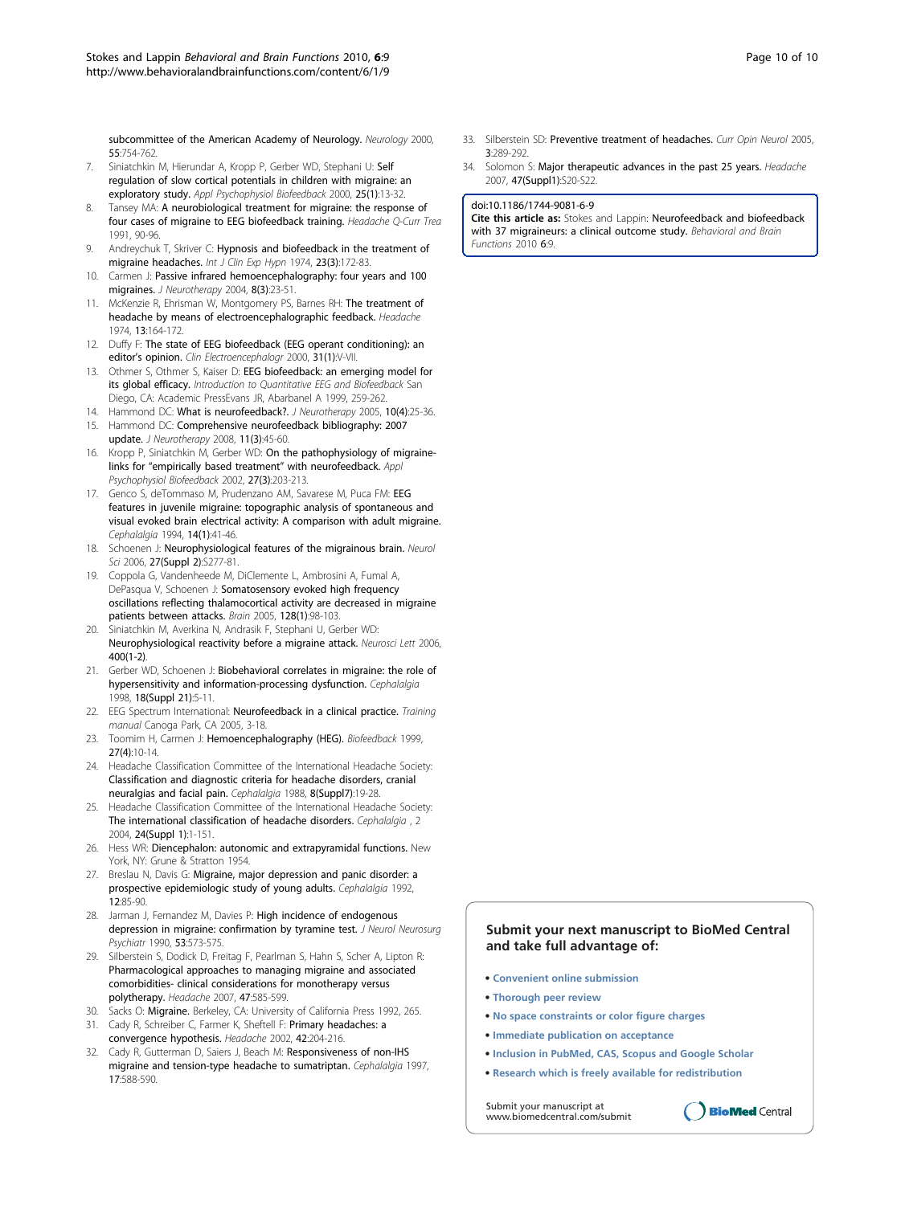subcommittee of the American Academy of Neurology. *Neurology* 2000, **55**:754-762.

7. Siniatchkin M, Hierundar A, Kropp P, Gerber WD, Stephani U: **Self regulation of slow cortical potentials in children with migraine: an exploratory study.** *Appl Psychophysiol Biofeedback* 2000, **25(1)**:13-32.
8. Tansey MA: **A neurobiological treatment for migraine: the response of four cases of migraine to EEG biofeedback training.** *Headache Q-Curr Trea* 1991, 90-96.
9. Andreychuk T, Skriver C: **Hypnosis and biofeedback in the treatment of migraine headaches.** *Int J Clin Exp Hypn* 1974, **23(3)**:172-83.
10. Carmen J: **Passive infrared hemoencephalography: four years and 100 migraines.** *J Neurotherapy* 2004, **8(3)**:23-51.
11. McKenzie R, Ehrisman W, Montgomery PS, Barnes RH: **The treatment of headache by means of electroencephalographic feedback.** *Headache* 1974, **13**:164-172.
12. Duffy F: **The state of EEG biofeedback (EEG operant conditioning): an editor's opinion.** *Clin Electroencephalogr* 2000, **31(1)**:V-VII.
13. Othmer S, Othmer S, Kaiser D: **EEG biofeedback: an emerging model for its global efficacy.** *Introduction to Quantitative EEG and Biofeedback* San Diego, CA: Academic PressEvans JR, Abarbanel A 1999, 259-262.
14. Hammond DC: **What is neurofeedback?.** *J Neurotherapy* 2005, **10(4)**:25-36.
15. Hammond DC: **Comprehensive neurofeedback bibliography: 2007 update.** *J Neurotherapy* 2008, **11(3)**:45-60.
16. Kropp P, Siniatchkin M, Gerber WD: **On the pathophysiology of migraine-links for "empirically based treatment" with neurofeedback.** *Appl Psychophysiol Biofeedback* 2002, **27(3)**:203-213.
17. Genco S, deTommaso M, Prudenzano AM, Savarese M, Puca FM: **EEG features in juvenile migraine: topographic analysis of spontaneous and visual evoked brain electrical activity: A comparison with adult migraine.** *Cephalalgia* 1994, **14(1)**:41-46.
18. Schoenen J: **Neurophysiological features of the migrainous brain.** *Neurol Sci* 2006, **27(Suppl 2)**:S277-81.
19. Coppola G, Vandenheede M, DiClemente L, Ambrosini A, Fumal A, DePasqua V, Schoenen J: **Somatosensory evoked high frequency oscillations reflecting thalamocortical activity are decreased in migraine patients between attacks.** *Brain* 2005, **128(1)**:98-103.
20. Siniatchkin M, Averkina N, Andrasik F, Stephani U, Gerber WD: **Neurophysiological reactivity before a migraine attack.** *Neurosci Lett* 2006, **400(1-2)**.
21. Gerber WD, Schoenen J: **Biobehavioral correlates in migraine: the role of hypersensitivity and information-processing dysfunction.** *Cephalalgia* 1998, **18(Suppl 21)**:5-11.
22. EEG Spectrum International: **Neurofeedback in a clinical practice.** *Training manual* Canoga Park, CA 2005, 3-18.
23. Toomim H, Carmen J: **Hemoencephalography (HEG).** *Biofeedback* 1999, **27(4)**:10-14.
24. Headache Classification Committee of the International Headache Society: **Classification and diagnostic criteria for headache disorders, cranial neuralgias and facial pain.** *Cephalalgia* 1988, **8(Suppl7)**:19-28.
25. Headache Classification Committee of the International Headache Society: **The international classification of headache disorders.** *Cephalalgia* , 2 2004, **24(Suppl 1)**:1-151.
26. Hess WR: **Diencephalon: autonomic and extrapyramidal functions.** New York, NY: Grune & Stratton 1954.
27. Breslau N, Davis G: **Migraine, major depression and panic disorder: a prospective epidemiologic study of young adults.** *Cephalalgia* 1992, **12**:85-90.
28. Jarman J, Fernandez M, Davies P: **High incidence of endogenous depression in migraine: confirmation by tyramine test.** *J Neurol Neurosurg Psychiatr* 1990, **53**:573-575.
29. Silberstein S, Dodick D, Freitag F, Pearlman S, Hahn S, Scher A, Lipton R: **Pharmacological approaches to managing migraine and associated comorbidities- clinical considerations for monotherapy versus polytherapy.** *Headache* 2007, **47**:585-599.
30. Sacks O: **Migraine.** Berkeley, CA: University of California Press 1992, 265.
31. Cady R, Schreiber C, Farmer K, Sheftell F: **Primary headaches: a convergence hypothesis.** *Headache* 2002, **42**:204-216.
32. Cady R, Gutterman D, Saiers J, Beach M: **Responsiveness of non-IHS migraine and tension-type headache to sumatriptan.** *Cephalalgia* 1997, **17**:588-590.
33. Silberstein SD: **Preventive treatment of headaches.** *Curr Opin Neurol* 2005, **3**:289-292.
34. Solomon S: **Major therapeutic advances in the past 25 years.** *Headache* 2007, **47(Suppl1)**:S20-S22.

doi:10.1186/1744-9081-6-9

**Cite this article as:** Stokes and Lappin: Neurofeedback and biofeedback with 37 migraineurs: a clinical outcome study. *Behavioral and Brain Functions* 2010 **6**:9.

**Submit your next manuscript to BioMed Central and take full advantage of:**

- **Convenient online submission**
- **Thorough peer review**
- **No space constraints or color figure charges**
- **Immediate publication on acceptance**
- **Inclusion in PubMed, CAS, Scopus and Google Scholar**
- **Research which is freely available for redistribution**

Submit your manuscript at www.biomedcentral.com/submit

BioMed Central